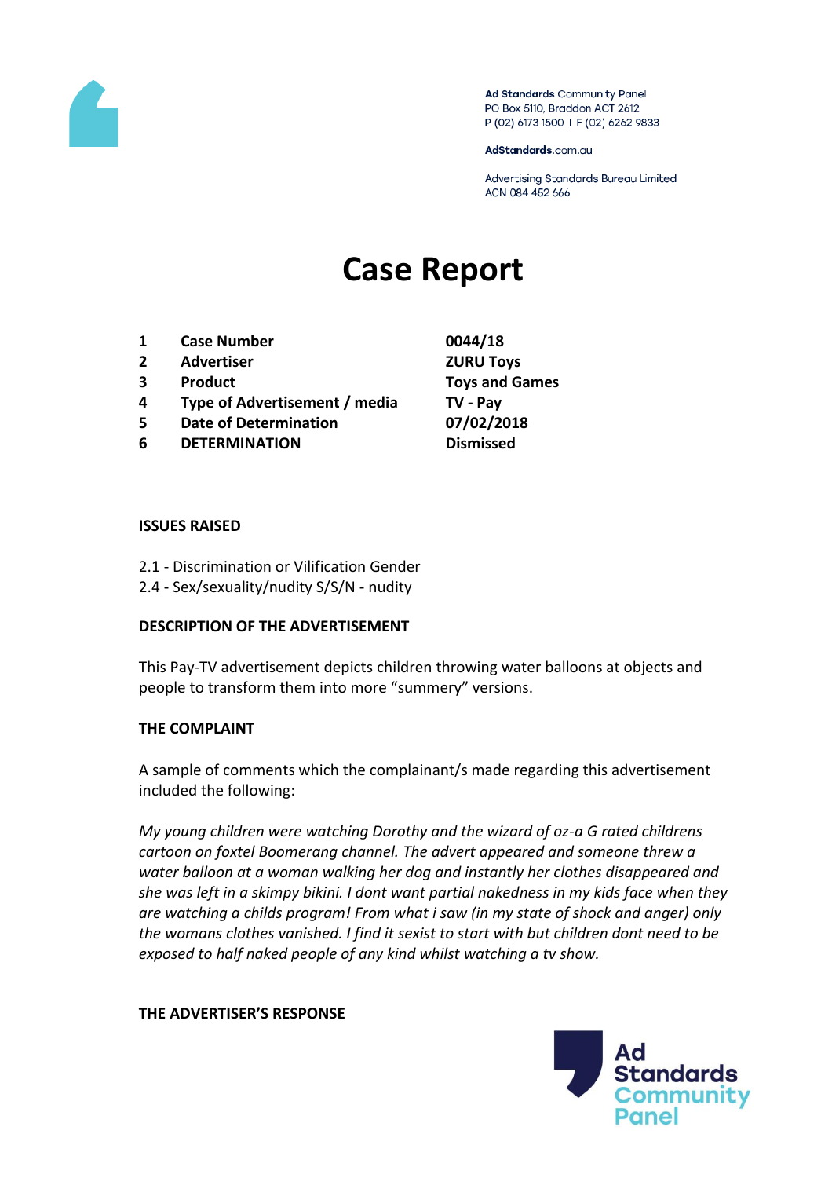Ad Standards Community Panel
PO Box 5110, Braddon ACT 2612
P (02) 6173 1500 | F (02) 6262 9833

AdStandards.com.au

Advertising Standards Bureau Limited
ACN 084 452 666

# Case Report

| | | |
|---|---|---|
| 1 | **Case Number** | **0044/18** |
| 2 | **Advertiser** | **ZURU Toys** |
| 3 | **Product** | **Toys and Games** |
| 4 | **Type of Advertisement / media** | **TV - Pay** |
| 5 | **Date of Determination** | **07/02/2018** |
| 6 | **DETERMINATION** | **Dismissed** |

**ISSUES RAISED**

2.1 - Discrimination or Vilification Gender
2.4 - Sex/sexuality/nudity S/S/N - nudity

**DESCRIPTION OF THE ADVERTISEMENT**

This Pay-TV advertisement depicts children throwing water balloons at objects and people to transform them into more "summery" versions.

**THE COMPLAINT**

A sample of comments which the complainant/s made regarding this advertisement included the following:

*My young children were watching Dorothy and the wizard of oz-a G rated childrens cartoon on foxtel Boomerang channel. The advert appeared and someone threw a water balloon at a woman walking her dog and instantly her clothes disappeared and she was left in a skimpy bikini. I dont want partial nakedness in my kids face when they are watching a childs program! From what i saw (in my state of shock and anger) only the womans clothes vanished. I find it sexist to start with but children dont need to be exposed to half naked people of any kind whilst watching a tv show.*

**THE ADVERTISER'S RESPONSE**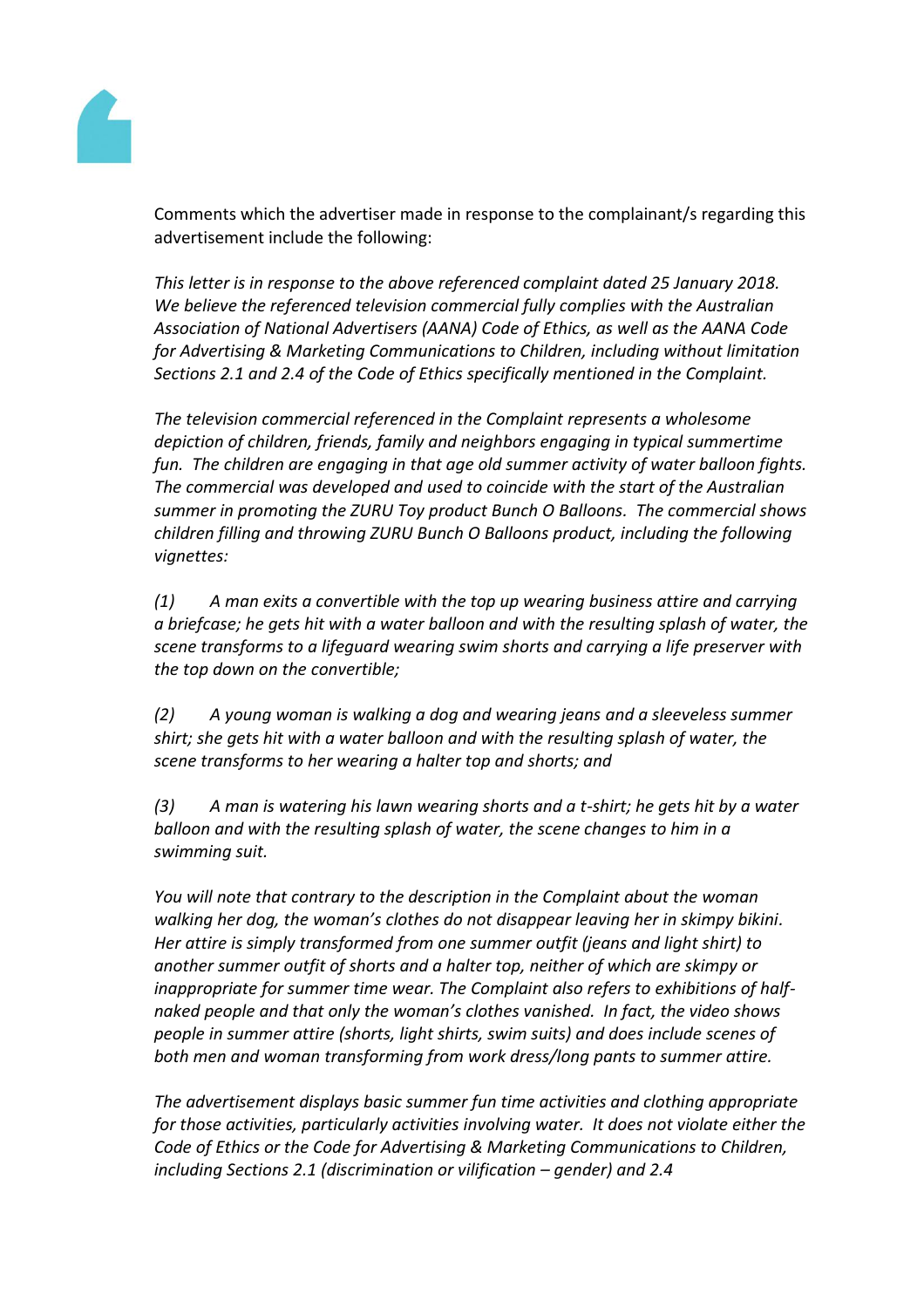Comments which the advertiser made in response to the complainant/s regarding this advertisement include the following:

*This letter is in response to the above referenced complaint dated 25 January 2018. We believe the referenced television commercial fully complies with the Australian Association of National Advertisers (AANA) Code of Ethics, as well as the AANA Code for Advertising & Marketing Communications to Children, including without limitation Sections 2.1 and 2.4 of the Code of Ethics specifically mentioned in the Complaint.*

*The television commercial referenced in the Complaint represents a wholesome depiction of children, friends, family and neighbors engaging in typical summertime fun. The children are engaging in that age old summer activity of water balloon fights. The commercial was developed and used to coincide with the start of the Australian summer in promoting the ZURU Toy product Bunch O Balloons. The commercial shows children filling and throwing ZURU Bunch O Balloons product, including the following vignettes:*

*(1) A man exits a convertible with the top up wearing business attire and carrying a briefcase; he gets hit with a water balloon and with the resulting splash of water, the scene transforms to a lifeguard wearing swim shorts and carrying a life preserver with the top down on the convertible;*

*(2) A young woman is walking a dog and wearing jeans and a sleeveless summer shirt; she gets hit with a water balloon and with the resulting splash of water, the scene transforms to her wearing a halter top and shorts; and*

*(3) A man is watering his lawn wearing shorts and a t-shirt; he gets hit by a water balloon and with the resulting splash of water, the scene changes to him in a swimming suit.*

*You will note that contrary to the description in the Complaint about the woman walking her dog, the woman's clothes do not disappear leaving her in skimpy bikini. Her attire is simply transformed from one summer outfit (jeans and light shirt) to another summer outfit of shorts and a halter top, neither of which are skimpy or inappropriate for summer time wear. The Complaint also refers to exhibitions of half-naked people and that only the woman's clothes vanished. In fact, the video shows people in summer attire (shorts, light shirts, swim suits) and does include scenes of both men and woman transforming from work dress/long pants to summer attire.*

*The advertisement displays basic summer fun time activities and clothing appropriate for those activities, particularly activities involving water. It does not violate either the Code of Ethics or the Code for Advertising & Marketing Communications to Children, including Sections 2.1 (discrimination or vilification – gender) and 2.4*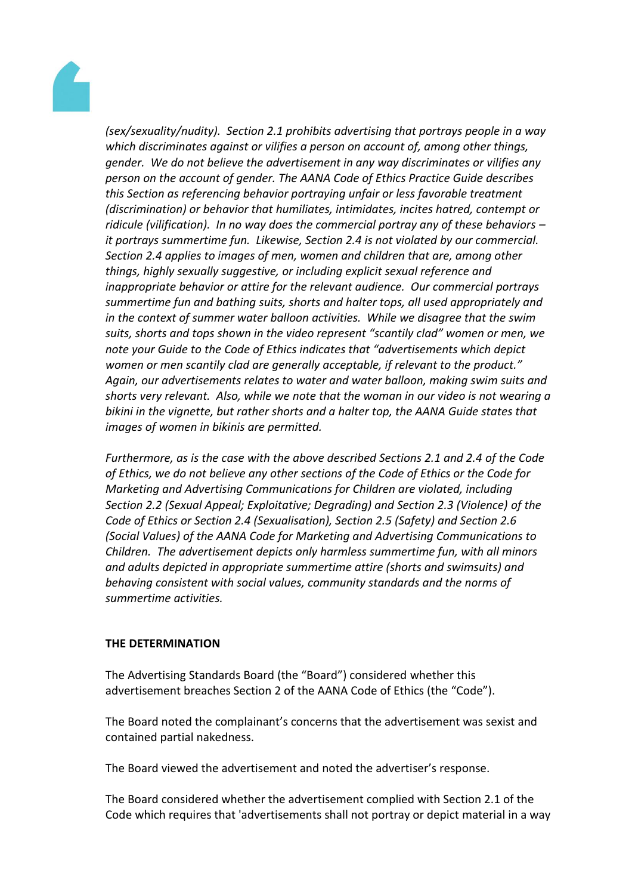*(sex/sexuality/nudity). Section 2.1 prohibits advertising that portrays people in a way which discriminates against or vilifies a person on account of, among other things, gender. We do not believe the advertisement in any way discriminates or vilifies any person on the account of gender. The AANA Code of Ethics Practice Guide describes this Section as referencing behavior portraying unfair or less favorable treatment (discrimination) or behavior that humiliates, intimidates, incites hatred, contempt or ridicule (vilification). In no way does the commercial portray any of these behaviors – it portrays summertime fun. Likewise, Section 2.4 is not violated by our commercial. Section 2.4 applies to images of men, women and children that are, among other things, highly sexually suggestive, or including explicit sexual reference and inappropriate behavior or attire for the relevant audience. Our commercial portrays summertime fun and bathing suits, shorts and halter tops, all used appropriately and in the context of summer water balloon activities. While we disagree that the swim suits, shorts and tops shown in the video represent "scantily clad" women or men, we note your Guide to the Code of Ethics indicates that "advertisements which depict women or men scantily clad are generally acceptable, if relevant to the product." Again, our advertisements relates to water and water balloon, making swim suits and shorts very relevant. Also, while we note that the woman in our video is not wearing a bikini in the vignette, but rather shorts and a halter top, the AANA Guide states that images of women in bikinis are permitted.*

*Furthermore, as is the case with the above described Sections 2.1 and 2.4 of the Code of Ethics, we do not believe any other sections of the Code of Ethics or the Code for Marketing and Advertising Communications for Children are violated, including Section 2.2 (Sexual Appeal; Exploitative; Degrading) and Section 2.3 (Violence) of the Code of Ethics or Section 2.4 (Sexualisation), Section 2.5 (Safety) and Section 2.6 (Social Values) of the AANA Code for Marketing and Advertising Communications to Children. The advertisement depicts only harmless summertime fun, with all minors and adults depicted in appropriate summertime attire (shorts and swimsuits) and behaving consistent with social values, community standards and the norms of summertime activities.*

**THE DETERMINATION**

The Advertising Standards Board (the "Board") considered whether this advertisement breaches Section 2 of the AANA Code of Ethics (the "Code").

The Board noted the complainant's concerns that the advertisement was sexist and contained partial nakedness.

The Board viewed the advertisement and noted the advertiser's response.

The Board considered whether the advertisement complied with Section 2.1 of the Code which requires that 'advertisements shall not portray or depict material in a way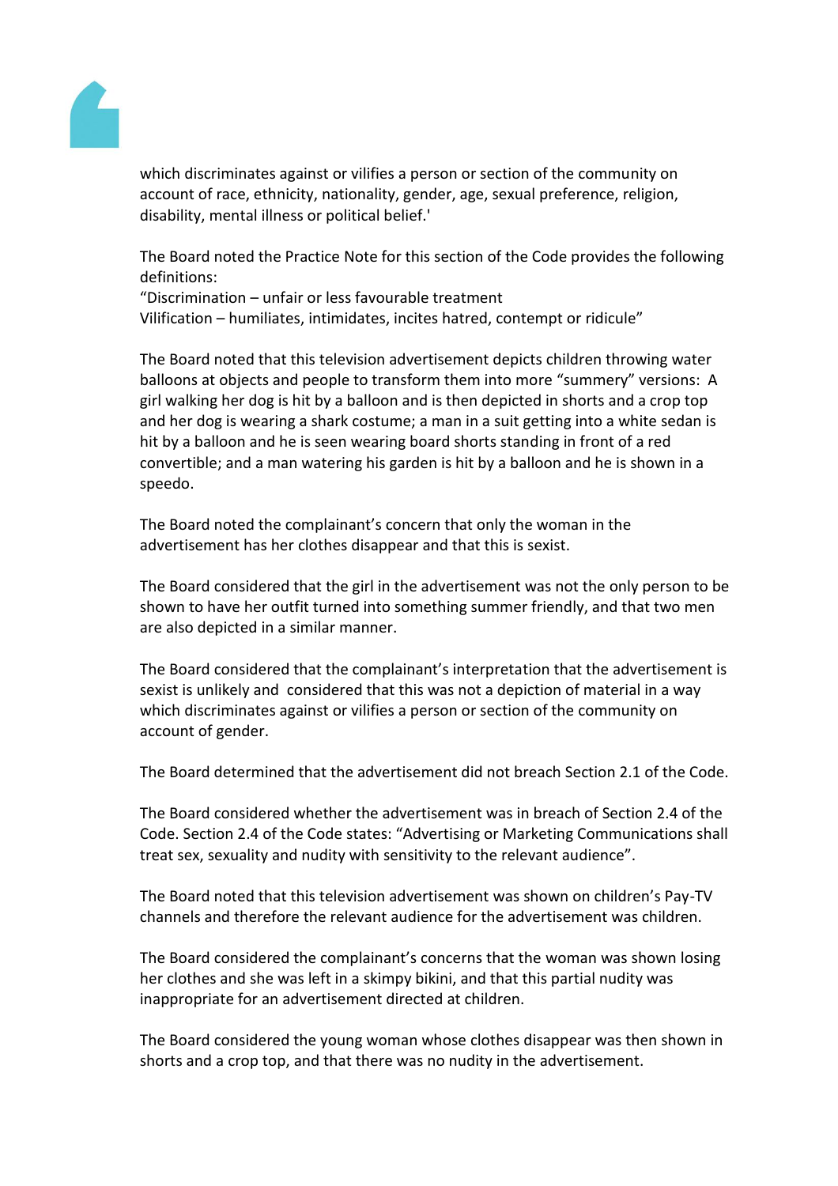which discriminates against or vilifies a person or section of the community on account of race, ethnicity, nationality, gender, age, sexual preference, religion, disability, mental illness or political belief.'

The Board noted the Practice Note for this section of the Code provides the following definitions:
"Discrimination – unfair or less favourable treatment
Vilification – humiliates, intimidates, incites hatred, contempt or ridicule"

The Board noted that this television advertisement depicts children throwing water balloons at objects and people to transform them into more "summery" versions: A girl walking her dog is hit by a balloon and is then depicted in shorts and a crop top and her dog is wearing a shark costume; a man in a suit getting into a white sedan is hit by a balloon and he is seen wearing board shorts standing in front of a red convertible; and a man watering his garden is hit by a balloon and he is shown in a speedo.

The Board noted the complainant's concern that only the woman in the advertisement has her clothes disappear and that this is sexist.

The Board considered that the girl in the advertisement was not the only person to be shown to have her outfit turned into something summer friendly, and that two men are also depicted in a similar manner.

The Board considered that the complainant's interpretation that the advertisement is sexist is unlikely and considered that this was not a depiction of material in a way which discriminates against or vilifies a person or section of the community on account of gender.

The Board determined that the advertisement did not breach Section 2.1 of the Code.

The Board considered whether the advertisement was in breach of Section 2.4 of the Code. Section 2.4 of the Code states: "Advertising or Marketing Communications shall treat sex, sexuality and nudity with sensitivity to the relevant audience".

The Board noted that this television advertisement was shown on children's Pay-TV channels and therefore the relevant audience for the advertisement was children.

The Board considered the complainant's concerns that the woman was shown losing her clothes and she was left in a skimpy bikini, and that this partial nudity was inappropriate for an advertisement directed at children.

The Board considered the young woman whose clothes disappear was then shown in shorts and a crop top, and that there was no nudity in the advertisement.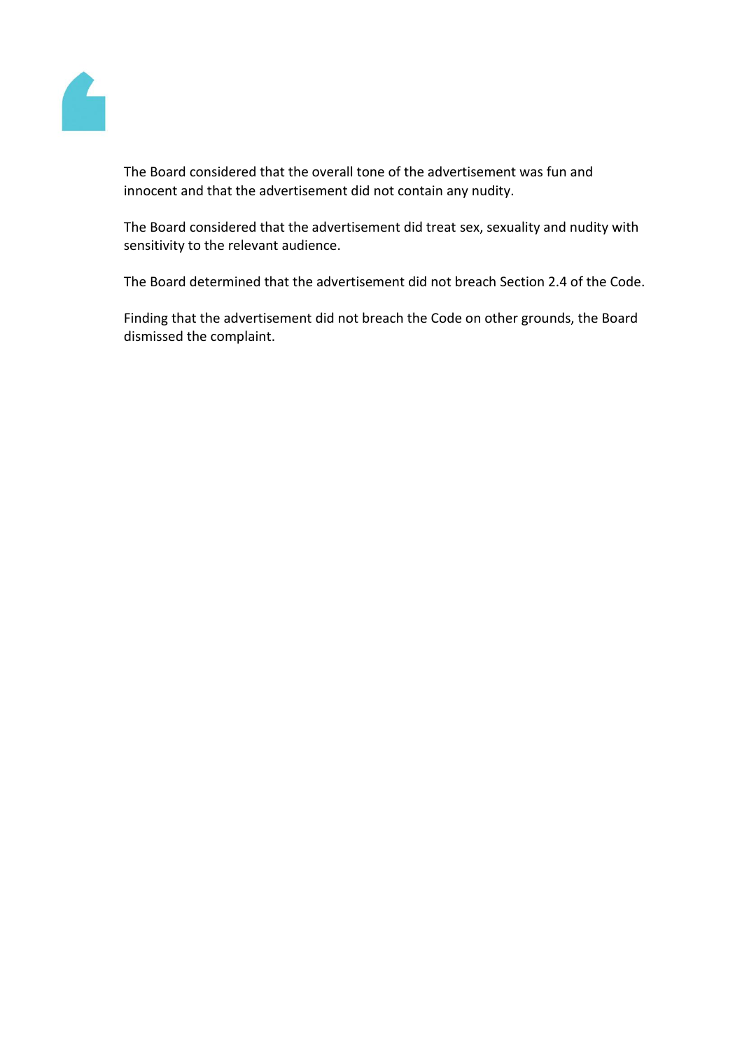The Board considered that the overall tone of the advertisement was fun and innocent and that the advertisement did not contain any nudity.

The Board considered that the advertisement did treat sex, sexuality and nudity with sensitivity to the relevant audience.

The Board determined that the advertisement did not breach Section 2.4 of the Code.

Finding that the advertisement did not breach the Code on other grounds, the Board dismissed the complaint.